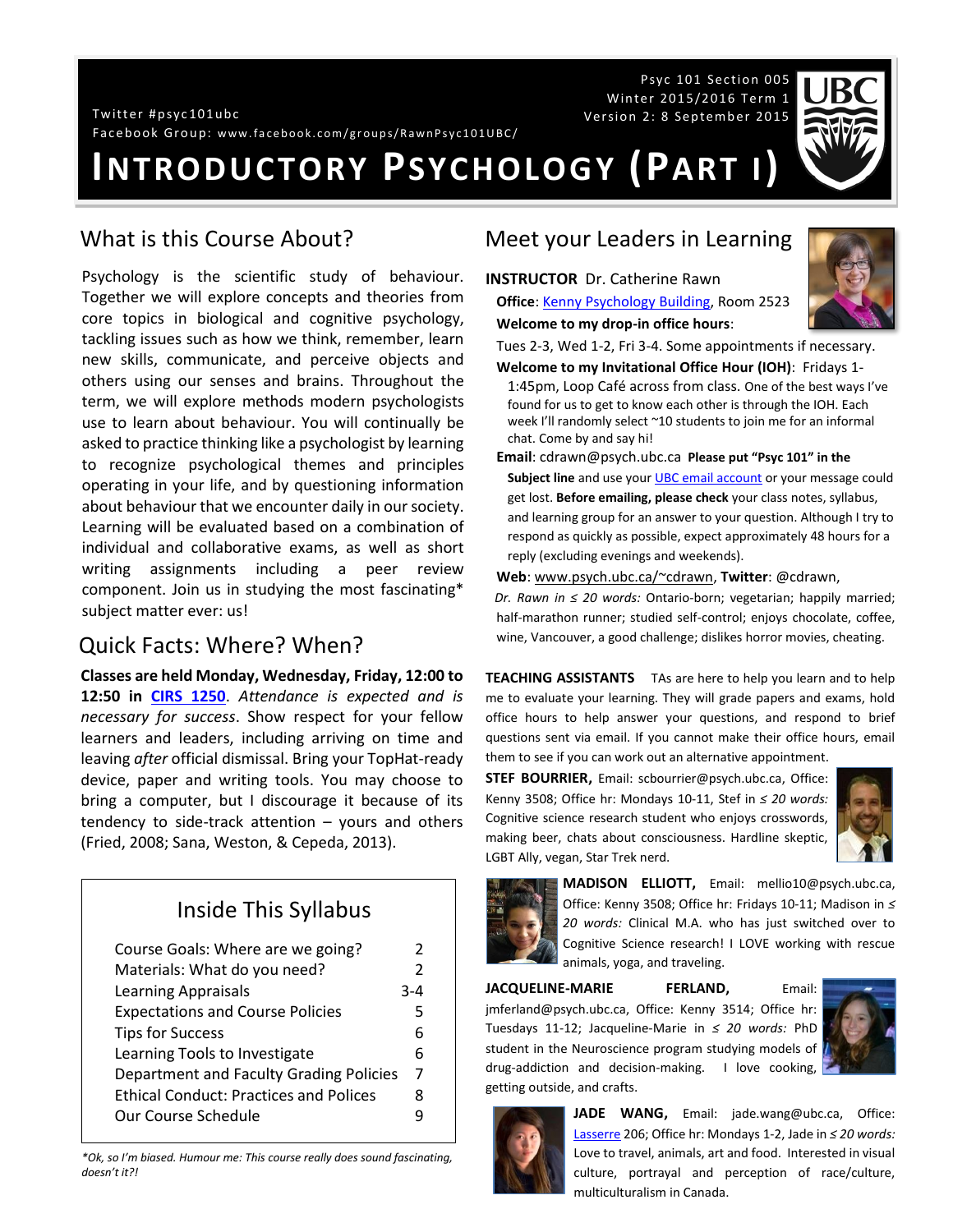Psyc 101 Section 005
Winter 2015/2016 Term 1
Version 2: 8 September 2015

Twitter #psyc101ubc
Facebook Group: www.facebook.com/groups/RawnPsyc101UBC/

# Introductory Psychology (Part I)

## What is this Course About?

Psychology is the scientific study of behaviour. Together we will explore concepts and theories from core topics in biological and cognitive psychology, tackling issues such as how we think, remember, learn new skills, communicate, and perceive objects and others using our senses and brains. Throughout the term, we will explore methods modern psychologists use to learn about behaviour. You will continually be asked to practice thinking like a psychologist by learning to recognize psychological themes and principles operating in your life, and by questioning information about behaviour that we encounter daily in our society. Learning will be evaluated based on a combination of individual and collaborative exams, as well as short writing assignments including a peer review component. Join us in studying the most fascinating* subject matter ever: us!

## Quick Facts: Where? When?

**Classes are held Monday, Wednesday, Friday, 12:00 to 12:50 in CIRS 1250**. *Attendance is expected and is necessary for success*. Show respect for your fellow learners and leaders, including arriving on time and leaving *after* official dismissal. Bring your TopHat-ready device, paper and writing tools. You may choose to bring a computer, but I discourage it because of its tendency to side-track attention – yours and others (Fried, 2008; Sana, Weston, & Cepeda, 2013).

### Inside This Syllabus

| | |
|---|---|
| Course Goals: Where are we going? | 2 |
| Materials: What do you need? | 2 |
| Learning Appraisals | 3-4 |
| Expectations and Course Policies | 5 |
| Tips for Success | 6 |
| Learning Tools to Investigate | 6 |
| Department and Faculty Grading Policies | 7 |
| Ethical Conduct: Practices and Polices | 8 |
| Our Course Schedule | 9 |

*\*Ok, so I'm biased. Humour me: This course really does sound fascinating, doesn't it?!*

## Meet your Leaders in Learning

**INSTRUCTOR** Dr. Catherine Rawn

**Office**: Kenny Psychology Building, Room 2523

**Welcome to my drop-in office hours**: Tues 2-3, Wed 1-2, Fri 3-4. Some appointments if necessary.

**Welcome to my Invitational Office Hour (IOH)**: Fridays 1-1:45pm, Loop Café across from class. One of the best ways I've found for us to get to know each other is through the IOH. Each week I'll randomly select ~10 students to join me for an informal chat. Come by and say hi!

**Email**: cdrawn@psych.ubc.ca **Please put "Psyc 101" in the Subject line** and use your UBC email account or your message could get lost. **Before emailing, please check** your class notes, syllabus, and learning group for an answer to your question. Although I try to respond as quickly as possible, expect approximately 48 hours for a reply (excluding evenings and weekends).

**Web**: www.psych.ubc.ca/~cdrawn, **Twitter**: @cdrawn,

*Dr. Rawn in ≤ 20 words:* Ontario-born; vegetarian; happily married; half-marathon runner; studied self-control; enjoys chocolate, coffee, wine, Vancouver, a good challenge; dislikes horror movies, cheating.

**TEACHING ASSISTANTS** TAs are here to help you learn and to help me to evaluate your learning. They will grade papers and exams, hold office hours to help answer your questions, and respond to brief questions sent via email. If you cannot make their office hours, email them to see if you can work out an alternative appointment.

**STEF BOURRIER,** Email: scbourrier@psych.ubc.ca, Office: Kenny 3508; Office hr: Mondays 10-11, Stef in *≤ 20 words:* Cognitive science research student who enjoys crosswords, making beer, chats about consciousness. Hardline skeptic, LGBT Ally, vegan, Star Trek nerd.

**MADISON ELLIOTT,** Email: mellio10@psych.ubc.ca, Office: Kenny 3508; Office hr: Fridays 10-11; Madison in *≤ 20 words:* Clinical M.A. who has just switched over to Cognitive Science research! I LOVE working with rescue animals, yoga, and traveling.

**JACQUELINE-MARIE FERLAND,** Email: jmferland@psych.ubc.ca, Office: Kenny 3514; Office hr: Tuesdays 11-12; Jacqueline-Marie in *≤ 20 words:* PhD student in the Neuroscience program studying models of drug-addiction and decision-making. I love cooking, getting outside, and crafts.

**JADE WANG,** Email: jade.wang@ubc.ca, Office: Lasserre 206; Office hr: Mondays 1-2, Jade in *≤ 20 words:* Love to travel, animals, art and food. Interested in visual culture, portrayal and perception of race/culture, multiculturalism in Canada.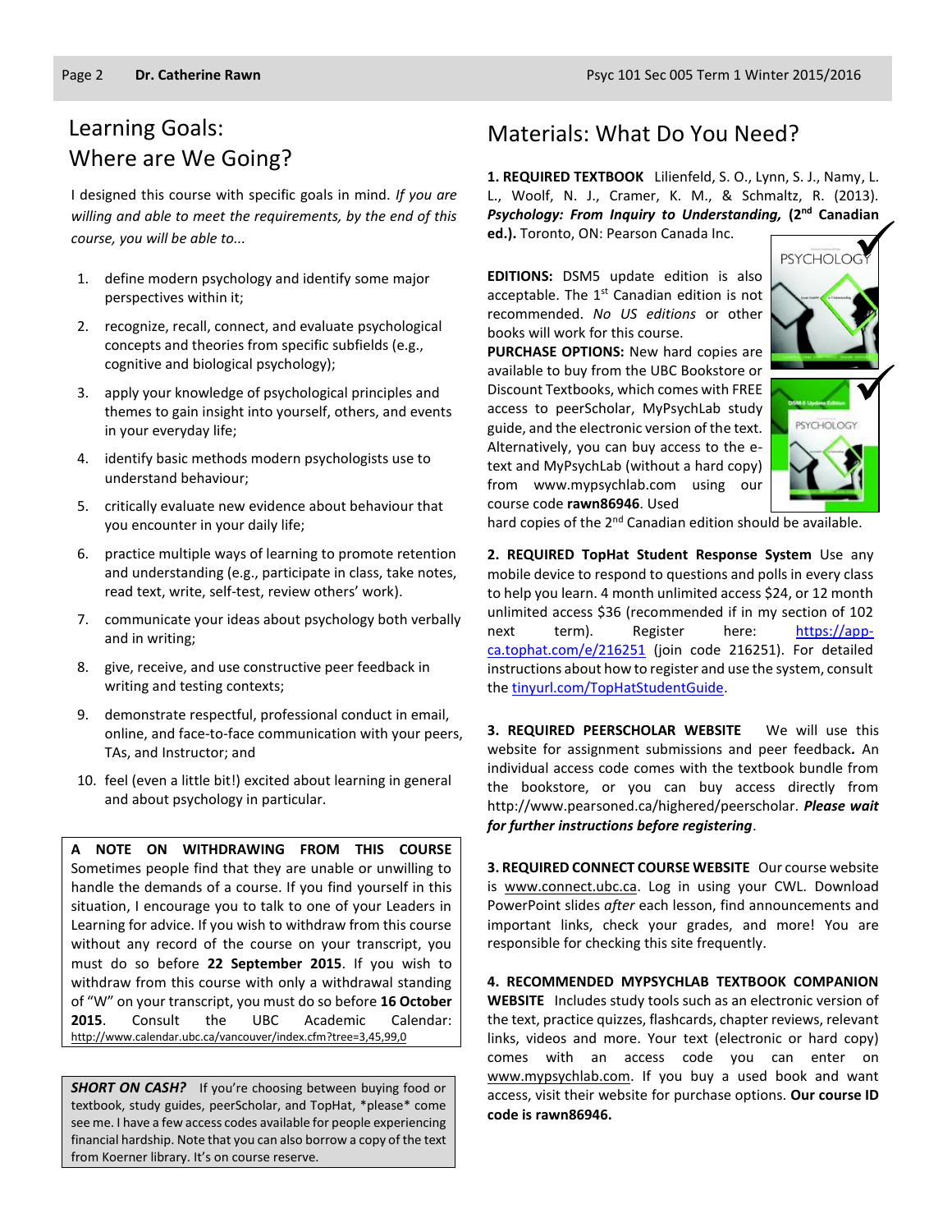## Learning Goals: Where are We Going?

I designed this course with specific goals in mind. *If you are willing and able to meet the requirements, by the end of this course, you will be able to...*

1. define modern psychology and identify some major perspectives within it;
2. recognize, recall, connect, and evaluate psychological concepts and theories from specific subfields (e.g., cognitive and biological psychology);
3. apply your knowledge of psychological principles and themes to gain insight into yourself, others, and events in your everyday life;
4. identify basic methods modern psychologists use to understand behaviour;
5. critically evaluate new evidence about behaviour that you encounter in your daily life;
6. practice multiple ways of learning to promote retention and understanding (e.g., participate in class, take notes, read text, write, self-test, review others' work).
7. communicate your ideas about psychology both verbally and in writing;
8. give, receive, and use constructive peer feedback in writing and testing contexts;
9. demonstrate respectful, professional conduct in email, online, and face-to-face communication with your peers, TAs, and Instructor; and
10. feel (even a little bit!) excited about learning in general and about psychology in particular.

**A NOTE ON WITHDRAWING FROM THIS COURSE** Sometimes people find that they are unable or unwilling to handle the demands of a course. If you find yourself in this situation, I encourage you to talk to one of your Leaders in Learning for advice. If you wish to withdraw from this course without any record of the course on your transcript, you must do so before **22 September 2015**. If you wish to withdraw from this course with only a withdrawal standing of "W" on your transcript, you must do so before **16 October 2015**. Consult the UBC Academic Calendar: http://www.calendar.ubc.ca/vancouver/index.cfm?tree=3,45,99,0

***SHORT ON CASH?*** If you're choosing between buying food or textbook, study guides, peerScholar, and TopHat, \*please\* come see me. I have a few access codes available for people experiencing financial hardship. Note that you can also borrow a copy of the text from Koerner library. It's on course reserve.

## Materials: What Do You Need?

**1. REQUIRED TEXTBOOK** Lilienfeld, S. O., Lynn, S. J., Namy, L. L., Woolf, N. J., Cramer, K. M., & Schmaltz, R. (2013). ***Psychology: From Inquiry to Understanding,* (2nd Canadian ed.).** Toronto, ON: Pearson Canada Inc.

**EDITIONS:** DSM5 update edition is also acceptable. The 1st Canadian edition is not recommended. *No US editions* or other books will work for this course.

**PURCHASE OPTIONS:** New hard copies are available to buy from the UBC Bookstore or Discount Textbooks, which comes with FREE access to peerScholar, MyPsychLab study guide, and the electronic version of the text. Alternatively, you can buy access to the e-text and MyPsychLab (without a hard copy) from www.mypsychlab.com using our course code **rawn86946**. Used hard copies of the 2nd Canadian edition should be available.

**2. REQUIRED TopHat Student Response System** Use any mobile device to respond to questions and polls in every class to help you learn. 4 month unlimited access $24, or 12 month unlimited access $36 (recommended if in my section of 102 next term). Register here: https://app-ca.tophat.com/e/216251 (join code 216251). For detailed instructions about how to register and use the system, consult the tinyurl.com/TopHatStudentGuide.

**3. REQUIRED PEERSCHOLAR WEBSITE** We will use this website for assignment submissions and peer feedback**.** An individual access code comes with the textbook bundle from the bookstore, or you can buy access directly from http://www.pearsoned.ca/highered/peerscholar. ***Please wait for further instructions before registering***.

**3. REQUIRED CONNECT COURSE WEBSITE** Our course website is www.connect.ubc.ca. Log in using your CWL. Download PowerPoint slides *after* each lesson, find announcements and important links, check your grades, and more! You are responsible for checking this site frequently.

**4. RECOMMENDED MYPSYCHLAB TEXTBOOK COMPANION WEBSITE** Includes study tools such as an electronic version of the text, practice quizzes, flashcards, chapter reviews, relevant links, videos and more. Your text (electronic or hard copy) comes with an access code you can enter on www.mypsychlab.com. If you buy a used book and want access, visit their website for purchase options. **Our course ID code is rawn86946.**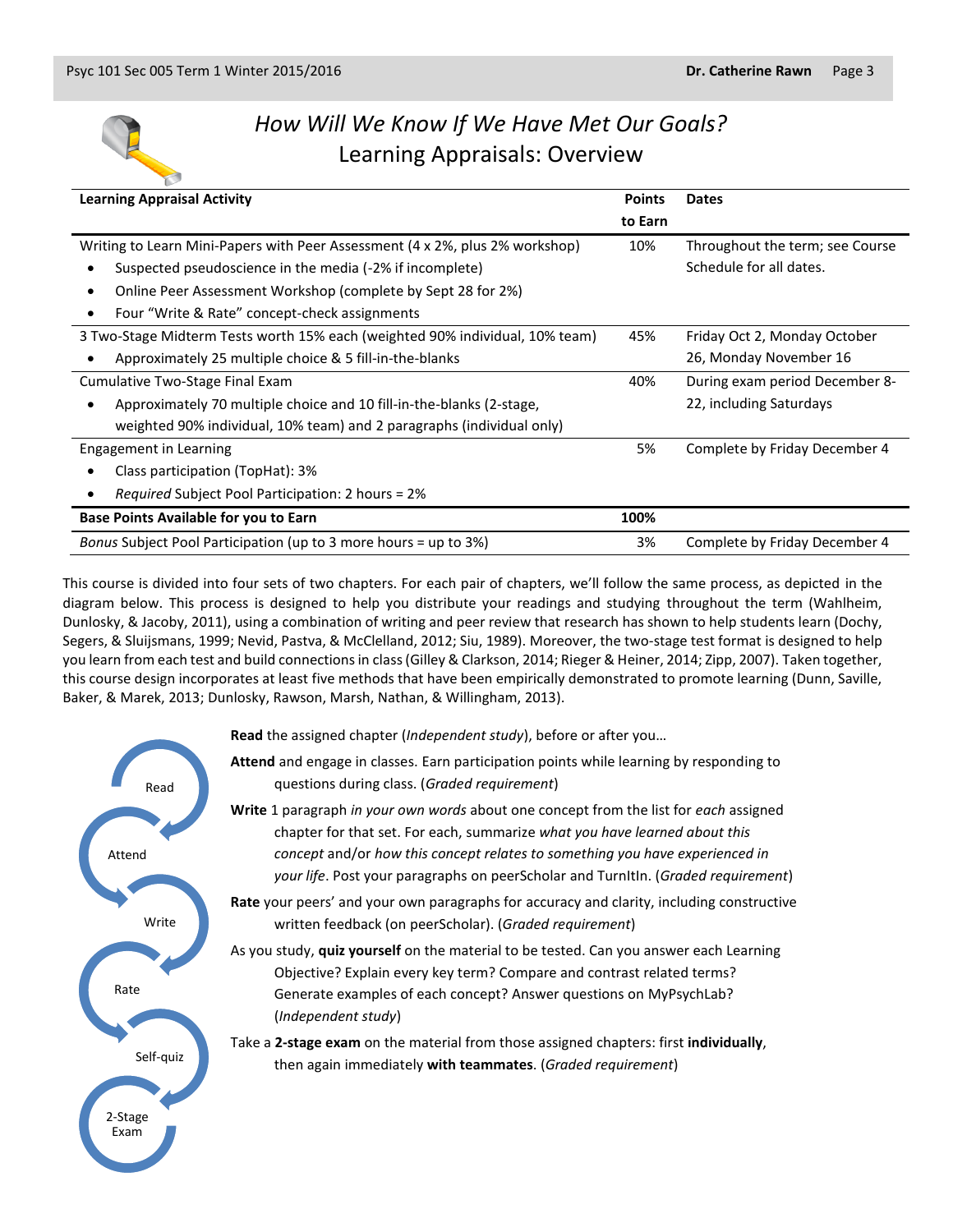## *How Will We Know If We Have Met Our Goals?*
## Learning Appraisals: Overview

| Learning Appraisal Activity | Points to Earn | Dates |
|---|---|---|
| Writing to Learn Mini-Papers with Peer Assessment (4 x 2%, plus 2% workshop)<br>• Suspected pseudoscience in the media (-2% if incomplete)<br>• Online Peer Assessment Workshop (complete by Sept 28 for 2%)<br>• Four "Write & Rate" concept-check assignments | 10% | Throughout the term; see Course Schedule for all dates. |
| 3 Two-Stage Midterm Tests worth 15% each (weighted 90% individual, 10% team)<br>• Approximately 25 multiple choice & 5 fill-in-the-blanks | 45% | Friday Oct 2, Monday October 26, Monday November 16 |
| Cumulative Two-Stage Final Exam<br>• Approximately 70 multiple choice and 10 fill-in-the-blanks (2-stage, weighted 90% individual, 10% team) and 2 paragraphs (individual only) | 40% | During exam period December 8-22, including Saturdays |
| Engagement in Learning<br>• Class participation (TopHat): 3%<br>• *Required* Subject Pool Participation: 2 hours = 2% | 5% | Complete by Friday December 4 |
| **Base Points Available for you to Earn** | **100%** | |
| *Bonus* Subject Pool Participation (up to 3 more hours = up to 3%) | 3% | Complete by Friday December 4 |

This course is divided into four sets of two chapters. For each pair of chapters, we'll follow the same process, as depicted in the diagram below. This process is designed to help you distribute your readings and studying throughout the term (Wahlheim, Dunlosky, & Jacoby, 2011), using a combination of writing and peer review that research has shown to help students learn (Dochy, Segers, & Sluijsmans, 1999; Nevid, Pastva, & McClelland, 2012; Siu, 1989). Moreover, the two-stage test format is designed to help you learn from each test and build connections in class (Gilley & Clarkson, 2014; Rieger & Heiner, 2014; Zipp, 2007). Taken together, this course design incorporates at least five methods that have been empirically demonstrated to promote learning (Dunn, Saville, Baker, & Marek, 2013; Dunlosky, Rawson, Marsh, Nathan, & Willingham, 2013).

Read → Attend → Write → Rate → Self-quiz → 2-Stage Exam

**Read** the assigned chapter (*Independent study*), before or after you…

**Attend** and engage in classes. Earn participation points while learning by responding to questions during class. (*Graded requirement*)

**Write** 1 paragraph *in your own words* about one concept from the list for *each* assigned chapter for that set. For each, summarize *what you have learned about this concept* and/or *how this concept relates to something you have experienced in your life*. Post your paragraphs on peerScholar and TurnItIn. (*Graded requirement*)

**Rate** your peers' and your own paragraphs for accuracy and clarity, including constructive written feedback (on peerScholar). (*Graded requirement*)

As you study, **quiz yourself** on the material to be tested. Can you answer each Learning Objective? Explain every key term? Compare and contrast related terms? Generate examples of each concept? Answer questions on MyPsychLab? (*Independent study*)

Take a **2-stage exam** on the material from those assigned chapters: first **individually**, then again immediately **with teammates**. (*Graded requirement*)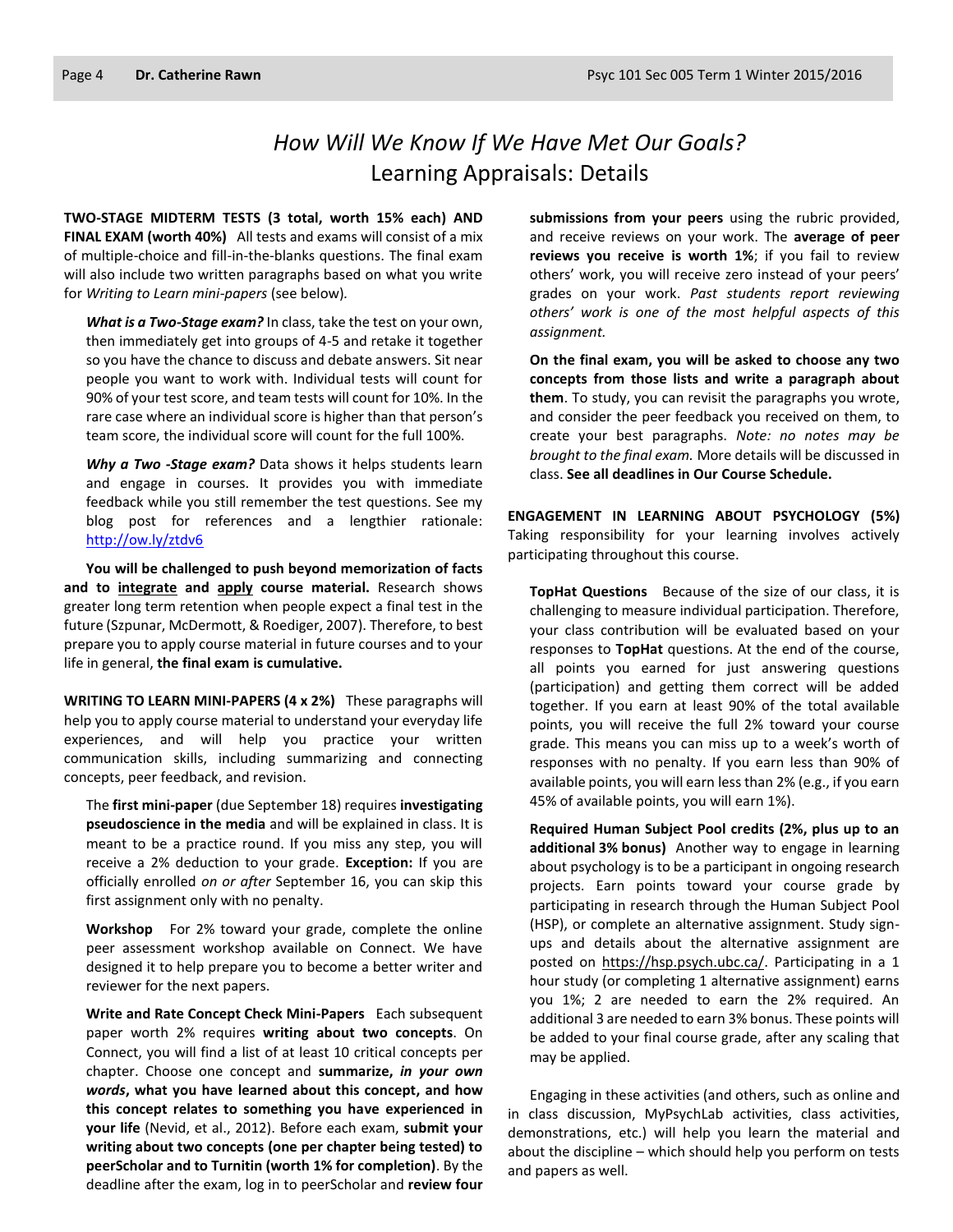# *How Will We Know If We Have Met Our Goals?*
## Learning Appraisals: Details

**TWO-STAGE MIDTERM TESTS (3 total, worth 15% each) AND FINAL EXAM (worth 40%)** All tests and exams will consist of a mix of multiple-choice and fill-in-the-blanks questions. The final exam will also include two written paragraphs based on what you write for *Writing to Learn mini-papers* (see below).

***What is a Two-Stage exam?*** In class, take the test on your own, then immediately get into groups of 4-5 and retake it together so you have the chance to discuss and debate answers. Sit near people you want to work with. Individual tests will count for 90% of your test score, and team tests will count for 10%. In the rare case where an individual score is higher than that person's team score, the individual score will count for the full 100%.

***Why a Two -Stage exam?*** Data shows it helps students learn and engage in courses. It provides you with immediate feedback while you still remember the test questions. See my blog post for references and a lengthier rationale: http://ow.ly/ztdv6

**You will be challenged to push beyond memorization of facts and to integrate and apply course material.** Research shows greater long term retention when people expect a final test in the future (Szpunar, McDermott, & Roediger, 2007). Therefore, to best prepare you to apply course material in future courses and to your life in general, **the final exam is cumulative.**

**WRITING TO LEARN MINI-PAPERS (4 x 2%)** These paragraphs will help you to apply course material to understand your everyday life experiences, and will help you practice your written communication skills, including summarizing and connecting concepts, peer feedback, and revision.

The **first mini-paper** (due September 18) requires **investigating pseudoscience in the media** and will be explained in class. It is meant to be a practice round. If you miss any step, you will receive a 2% deduction to your grade. **Exception:** If you are officially enrolled *on or after* September 16, you can skip this first assignment only with no penalty.

**Workshop** For 2% toward your grade, complete the online peer assessment workshop available on Connect. We have designed it to help prepare you to become a better writer and reviewer for the next papers.

**Write and Rate Concept Check Mini-Papers** Each subsequent paper worth 2% requires **writing about two concepts**. On Connect, you will find a list of at least 10 critical concepts per chapter. Choose one concept and **summarize, *in your own words*, what you have learned about this concept, and how this concept relates to something you have experienced in your life** (Nevid, et al., 2012). Before each exam, **submit your writing about two concepts (one per chapter being tested) to peerScholar and to Turnitin (worth 1% for completion)**. By the deadline after the exam, log in to peerScholar and **review four submissions from your peers** using the rubric provided, and receive reviews on your work. The **average of peer reviews you receive is worth 1%**; if you fail to review others' work, you will receive zero instead of your peers' grades on your work. *Past students report reviewing others' work is one of the most helpful aspects of this assignment.*

**On the final exam, you will be asked to choose any two concepts from those lists and write a paragraph about them.** To study, you can revisit the paragraphs you wrote, and consider the peer feedback you received on them, to create your best paragraphs. *Note: no notes may be brought to the final exam.* More details will be discussed in class. **See all deadlines in Our Course Schedule.**

**ENGAGEMENT IN LEARNING ABOUT PSYCHOLOGY (5%)** Taking responsibility for your learning involves actively participating throughout this course.

**TopHat Questions** Because of the size of our class, it is challenging to measure individual participation. Therefore, your class contribution will be evaluated based on your responses to **TopHat** questions. At the end of the course, all points you earned for just answering questions (participation) and getting them correct will be added together. If you earn at least 90% of the total available points, you will receive the full 2% toward your course grade. This means you can miss up to a week's worth of responses with no penalty. If you earn less than 90% of available points, you will earn less than 2% (e.g., if you earn 45% of available points, you will earn 1%).

**Required Human Subject Pool credits (2%, plus up to an additional 3% bonus)** Another way to engage in learning about psychology is to be a participant in ongoing research projects. Earn points toward your course grade by participating in research through the Human Subject Pool (HSP), or complete an alternative assignment. Study sign-ups and details about the alternative assignment are posted on https://hsp.psych.ubc.ca/. Participating in a 1 hour study (or completing 1 alternative assignment) earns you 1%; 2 are needed to earn the 2% required. An additional 3 are needed to earn 3% bonus. These points will be added to your final course grade, after any scaling that may be applied.

Engaging in these activities (and others, such as online and in class discussion, MyPsychLab activities, class activities, demonstrations, etc.) will help you learn the material and about the discipline – which should help you perform on tests and papers as well.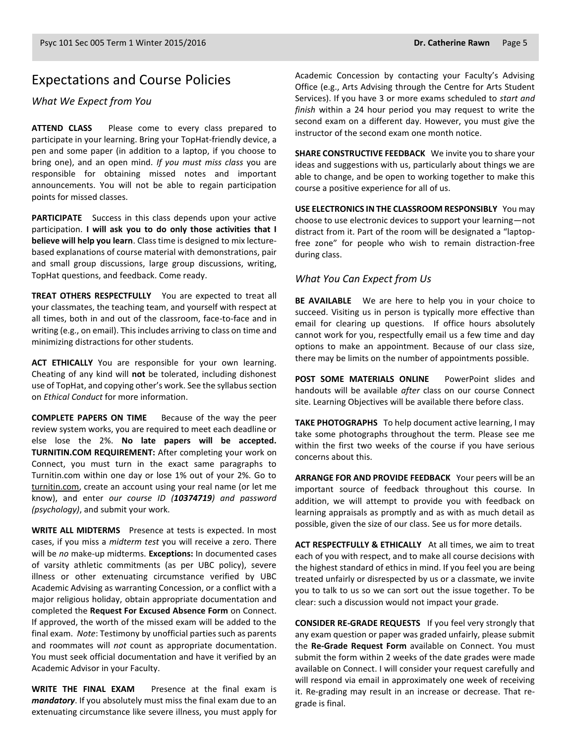## Expectations and Course Policies

### *What We Expect from You*

**ATTEND CLASS** Please come to every class prepared to participate in your learning. Bring your TopHat-friendly device, a pen and some paper (in addition to a laptop, if you choose to bring one), and an open mind. *If you must miss class* you are responsible for obtaining missed notes and important announcements. You will not be able to regain participation points for missed classes.

**PARTICIPATE** Success in this class depends upon your active participation. **I will ask you to do only those activities that I believe will help you learn**. Class time is designed to mix lecture-based explanations of course material with demonstrations, pair and small group discussions, large group discussions, writing, TopHat questions, and feedback. Come ready.

**TREAT OTHERS RESPECTFULLY** You are expected to treat all your classmates, the teaching team, and yourself with respect at all times, both in and out of the classroom, face-to-face and in writing (e.g., on email). This includes arriving to class on time and minimizing distractions for other students.

**ACT ETHICALLY** You are responsible for your own learning. Cheating of any kind will **not** be tolerated, including dishonest use of TopHat, and copying other's work. See the syllabus section on *Ethical Conduct* for more information.

**COMPLETE PAPERS ON TIME** Because of the way the peer review system works, you are required to meet each deadline or else lose the 2%. **No late papers will be accepted. TURNITIN.COM REQUIREMENT:** After completing your work on Connect, you must turn in the exact same paragraphs to Turnitin.com within one day or lose 1% out of your 2%. Go to turnitin.com, create an account using your real name (or let me know), and enter *our course ID (**10374719**) and password (psychology)*, and submit your work.

**WRITE ALL MIDTERMS** Presence at tests is expected. In most cases, if you miss a *midterm test* you will receive a zero. There will be *no* make-up midterms. **Exceptions:** In documented cases of varsity athletic commitments (as per UBC policy), severe illness or other extenuating circumstance verified by UBC Academic Advising as warranting Concession, or a conflict with a major religious holiday, obtain appropriate documentation and completed the **Request For Excused Absence Form** on Connect. If approved, the worth of the missed exam will be added to the final exam. *Note*: Testimony by unofficial parties such as parents and roommates will *not* count as appropriate documentation. You must seek official documentation and have it verified by an Academic Advisor in your Faculty.

**WRITE THE FINAL EXAM** Presence at the final exam is ***mandatory***. If you absolutely must miss the final exam due to an extenuating circumstance like severe illness, you must apply for Academic Concession by contacting your Faculty's Advising Office (e.g., Arts Advising through the Centre for Arts Student Services). If you have 3 or more exams scheduled to *start and finish* within a 24 hour period you may request to write the second exam on a different day. However, you must give the instructor of the second exam one month notice.

**SHARE CONSTRUCTIVE FEEDBACK** We invite you to share your ideas and suggestions with us, particularly about things we are able to change, and be open to working together to make this course a positive experience for all of us.

**USE ELECTRONICS IN THE CLASSROOM RESPONSIBLY** You may choose to use electronic devices to support your learning—not distract from it. Part of the room will be designated a "laptop-free zone" for people who wish to remain distraction-free during class.

### *What You Can Expect from Us*

**BE AVAILABLE** We are here to help you in your choice to succeed. Visiting us in person is typically more effective than email for clearing up questions. If office hours absolutely cannot work for you, respectfully email us a few time and day options to make an appointment. Because of our class size, there may be limits on the number of appointments possible.

**POST SOME MATERIALS ONLINE** PowerPoint slides and handouts will be available *after* class on our course Connect site. Learning Objectives will be available there before class.

**TAKE PHOTOGRAPHS** To help document active learning, I may take some photographs throughout the term. Please see me within the first two weeks of the course if you have serious concerns about this.

**ARRANGE FOR AND PROVIDE FEEDBACK** Your peers will be an important source of feedback throughout this course. In addition, we will attempt to provide you with feedback on learning appraisals as promptly and as with as much detail as possible, given the size of our class. See us for more details.

**ACT RESPECTFULLY & ETHICALLY** At all times, we aim to treat each of you with respect, and to make all course decisions with the highest standard of ethics in mind. If you feel you are being treated unfairly or disrespected by us or a classmate, we invite you to talk to us so we can sort out the issue together. To be clear: such a discussion would not impact your grade.

**CONSIDER RE-GRADE REQUESTS** If you feel very strongly that any exam question or paper was graded unfairly, please submit the **Re-Grade Request Form** available on Connect. You must submit the form within 2 weeks of the date grades were made available on Connect. I will consider your request carefully and will respond via email in approximately one week of receiving it. Re-grading may result in an increase or decrease. That re-grade is final.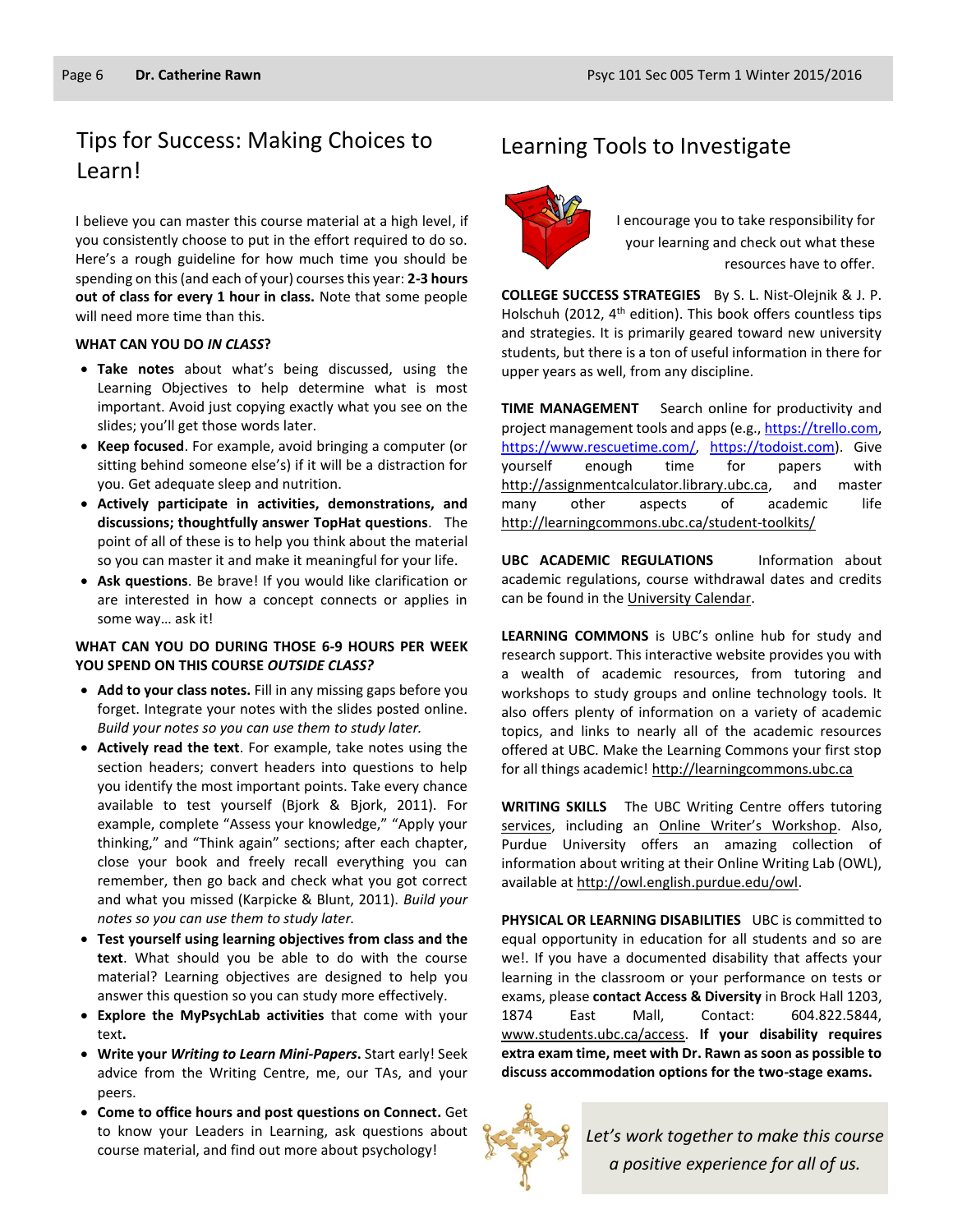## Tips for Success: Making Choices to Learn!

I believe you can master this course material at a high level, if you consistently choose to put in the effort required to do so. Here's a rough guideline for how much time you should be spending on this (and each of your) courses this year: **2-3 hours out of class for every 1 hour in class.** Note that some people will need more time than this.

**WHAT CAN YOU DO *IN CLASS*?**

- **Take notes** about what's being discussed, using the Learning Objectives to help determine what is most important. Avoid just copying exactly what you see on the slides; you'll get those words later.
- **Keep focused**. For example, avoid bringing a computer (or sitting behind someone else's) if it will be a distraction for you. Get adequate sleep and nutrition.
- **Actively participate in activities, demonstrations, and discussions; thoughtfully answer TopHat questions**. The point of all of these is to help you think about the material so you can master it and make it meaningful for your life.
- **Ask questions**. Be brave! If you would like clarification or are interested in how a concept connects or applies in some way… ask it!

**WHAT CAN YOU DO DURING THOSE 6-9 HOURS PER WEEK YOU SPEND ON THIS COURSE *OUTSIDE CLASS?***

- **Add to your class notes.** Fill in any missing gaps before you forget. Integrate your notes with the slides posted online. *Build your notes so you can use them to study later.*
- **Actively read the text**. For example, take notes using the section headers; convert headers into questions to help you identify the most important points. Take every chance available to test yourself (Bjork & Bjork, 2011). For example, complete "Assess your knowledge," "Apply your thinking," and "Think again" sections; after each chapter, close your book and freely recall everything you can remember, then go back and check what you got correct and what you missed (Karpicke & Blunt, 2011). *Build your notes so you can use them to study later.*
- **Test yourself using learning objectives from class and the text**. What should you be able to do with the course material? Learning objectives are designed to help you answer this question so you can study more effectively.
- **Explore the MyPsychLab activities** that come with your text**.**
- **Write your *Writing to Learn Mini-Papers***. Start early! Seek advice from the Writing Centre, me, our TAs, and your peers.
- **Come to office hours and post questions on Connect.** Get to know your Leaders in Learning, ask questions about course material, and find out more about psychology!

## Learning Tools to Investigate

I encourage you to take responsibility for your learning and check out what these resources have to offer.

**COLLEGE SUCCESS STRATEGIES** By S. L. Nist-Olejnik & J. P. Holschuh (2012, 4th edition). This book offers countless tips and strategies. It is primarily geared toward new university students, but there is a ton of useful information in there for upper years as well, from any discipline.

**TIME MANAGEMENT** Search online for productivity and project management tools and apps (e.g., https://trello.com, https://www.rescuetime.com/, https://todoist.com). Give yourself enough time for papers with http://assignmentcalculator.library.ubc.ca, and master many other aspects of academic life http://learningcommons.ubc.ca/student-toolkits/

**UBC ACADEMIC REGULATIONS** Information about academic regulations, course withdrawal dates and credits can be found in the University Calendar.

**LEARNING COMMONS** is UBC's online hub for study and research support. This interactive website provides you with a wealth of academic resources, from tutoring and workshops to study groups and online technology tools. It also offers plenty of information on a variety of academic topics, and links to nearly all of the academic resources offered at UBC. Make the Learning Commons your first stop for all things academic! http://learningcommons.ubc.ca

**WRITING SKILLS** The UBC Writing Centre offers tutoring services, including an Online Writer's Workshop. Also, Purdue University offers an amazing collection of information about writing at their Online Writing Lab (OWL), available at http://owl.english.purdue.edu/owl.

**PHYSICAL OR LEARNING DISABILITIES** UBC is committed to equal opportunity in education for all students and so are we!. If you have a documented disability that affects your learning in the classroom or your performance on tests or exams, please **contact Access & Diversity** in Brock Hall 1203, 1874 East Mall, Contact: 604.822.5844, www.students.ubc.ca/access. **If your disability requires extra exam time, meet with Dr. Rawn as soon as possible to discuss accommodation options for the two-stage exams.**

*Let's work together to make this course a positive experience for all of us.*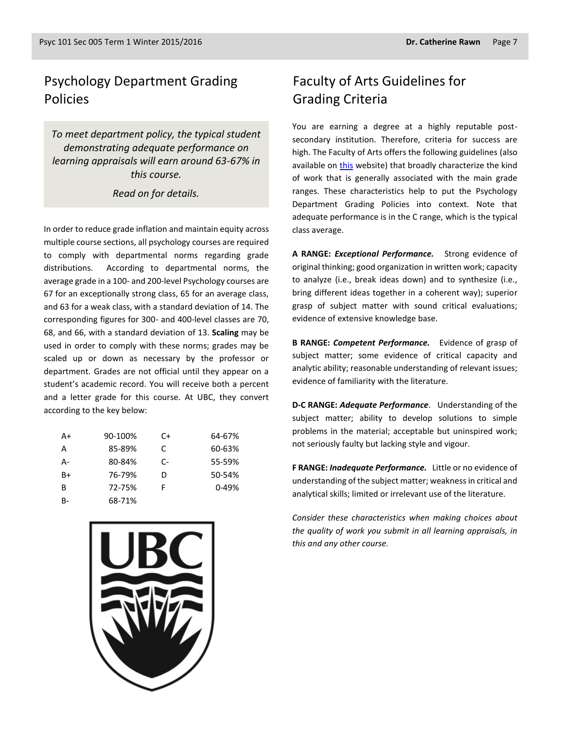## Psychology Department Grading Policies

*To meet department policy, the typical student demonstrating adequate performance on learning appraisals will earn around 63-67% in this course.*

*Read on for details.*

In order to reduce grade inflation and maintain equity across multiple course sections, all psychology courses are required to comply with departmental norms regarding grade distributions. According to departmental norms, the average grade in a 100- and 200-level Psychology courses are 67 for an exceptionally strong class, 65 for an average class, and 63 for a weak class, with a standard deviation of 14. The corresponding figures for 300- and 400-level classes are 70, 68, and 66, with a standard deviation of 13. **Scaling** may be used in order to comply with these norms; grades may be scaled up or down as necessary by the professor or department. Grades are not official until they appear on a student's academic record. You will receive both a percent and a letter grade for this course. At UBC, they convert according to the key below:

| | | | |
|---|---|---|---|
| A+ | 90-100% | C+ | 64-67% |
| A | 85-89% | C | 60-63% |
| A- | 80-84% | C- | 55-59% |
| B+ | 76-79% | D | 50-54% |
| B | 72-75% | F | 0-49% |
| B- | 68-71% | | |

## Faculty of Arts Guidelines for Grading Criteria

You are earning a degree at a highly reputable post-secondary institution. Therefore, criteria for success are high. The Faculty of Arts offers the following guidelines (also available on this website) that broadly characterize the kind of work that is generally associated with the main grade ranges. These characteristics help to put the Psychology Department Grading Policies into context. Note that adequate performance is in the C range, which is the typical class average.

**A RANGE:** ***Exceptional Performance.*** Strong evidence of original thinking; good organization in written work; capacity to analyze (i.e., break ideas down) and to synthesize (i.e., bring different ideas together in a coherent way); superior grasp of subject matter with sound critical evaluations; evidence of extensive knowledge base.

**B RANGE:** ***Competent Performance.*** Evidence of grasp of subject matter; some evidence of critical capacity and analytic ability; reasonable understanding of relevant issues; evidence of familiarity with the literature.

**D-C RANGE:** ***Adequate Performance***. Understanding of the subject matter; ability to develop solutions to simple problems in the material; acceptable but uninspired work; not seriously faulty but lacking style and vigour.

**F RANGE:** ***Inadequate Performance.*** Little or no evidence of understanding of the subject matter; weakness in critical and analytical skills; limited or irrelevant use of the literature.

*Consider these characteristics when making choices about the quality of work you submit in all learning appraisals, in this and any other course.*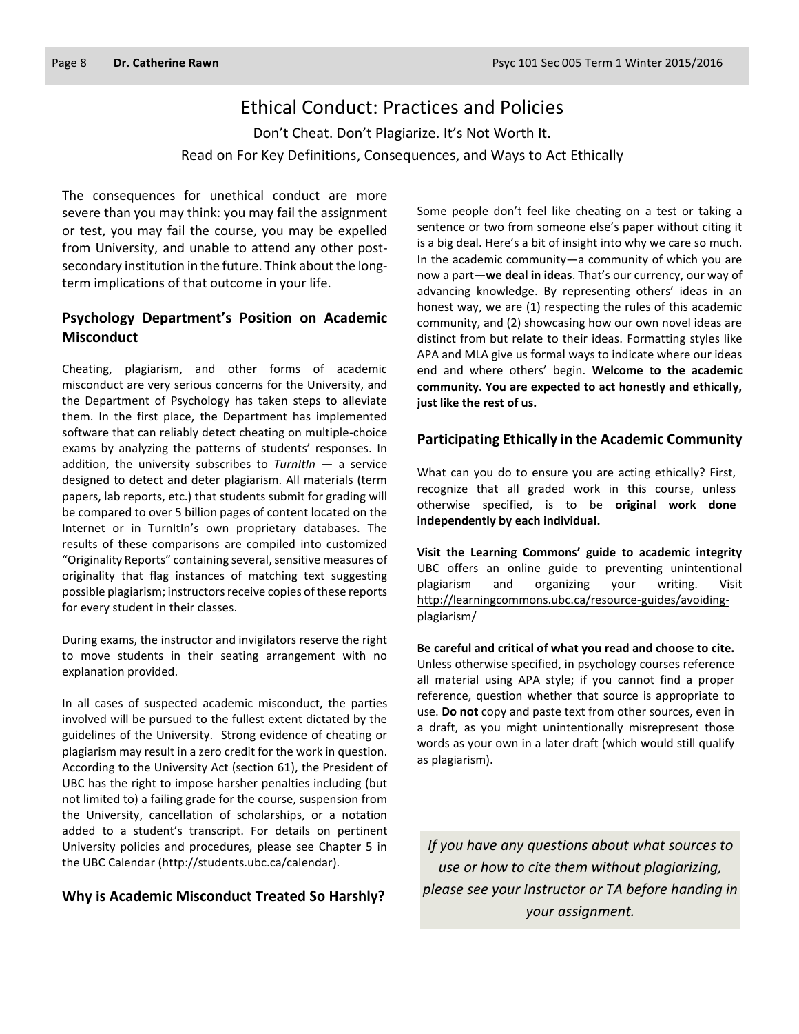# Ethical Conduct: Practices and Policies

Don't Cheat. Don't Plagiarize. It's Not Worth It.

Read on For Key Definitions, Consequences, and Ways to Act Ethically

The consequences for unethical conduct are more severe than you may think: you may fail the assignment or test, you may fail the course, you may be expelled from University, and unable to attend any other post-secondary institution in the future. Think about the long-term implications of that outcome in your life.

## Psychology Department's Position on Academic Misconduct

Cheating, plagiarism, and other forms of academic misconduct are very serious concerns for the University, and the Department of Psychology has taken steps to alleviate them. In the first place, the Department has implemented software that can reliably detect cheating on multiple-choice exams by analyzing the patterns of students' responses. In addition, the university subscribes to *TurnItIn* — a service designed to detect and deter plagiarism. All materials (term papers, lab reports, etc.) that students submit for grading will be compared to over 5 billion pages of content located on the Internet or in TurnItIn's own proprietary databases. The results of these comparisons are compiled into customized "Originality Reports" containing several, sensitive measures of originality that flag instances of matching text suggesting possible plagiarism; instructors receive copies of these reports for every student in their classes.

During exams, the instructor and invigilators reserve the right to move students in their seating arrangement with no explanation provided.

In all cases of suspected academic misconduct, the parties involved will be pursued to the fullest extent dictated by the guidelines of the University. Strong evidence of cheating or plagiarism may result in a zero credit for the work in question. According to the University Act (section 61), the President of UBC has the right to impose harsher penalties including (but not limited to) a failing grade for the course, suspension from the University, cancellation of scholarships, or a notation added to a student's transcript. For details on pertinent University policies and procedures, please see Chapter 5 in the UBC Calendar (http://students.ubc.ca/calendar).

## Why is Academic Misconduct Treated So Harshly?

Some people don't feel like cheating on a test or taking a sentence or two from someone else's paper without citing it is a big deal. Here's a bit of insight into why we care so much. In the academic community—a community of which you are now a part—**we deal in ideas**. That's our currency, our way of advancing knowledge. By representing others' ideas in an honest way, we are (1) respecting the rules of this academic community, and (2) showcasing how our own novel ideas are distinct from but relate to their ideas. Formatting styles like APA and MLA give us formal ways to indicate where our ideas end and where others' begin. **Welcome to the academic community. You are expected to act honestly and ethically, just like the rest of us.**

## Participating Ethically in the Academic Community

What can you do to ensure you are acting ethically? First, recognize that all graded work in this course, unless otherwise specified, is to be **original work done independently by each individual.**

**Visit the Learning Commons' guide to academic integrity** UBC offers an online guide to preventing unintentional plagiarism and organizing your writing. Visit http://learningcommons.ubc.ca/resource-guides/avoiding-plagiarism/

**Be careful and critical of what you read and choose to cite.** Unless otherwise specified, in psychology courses reference all material using APA style; if you cannot find a proper reference, question whether that source is appropriate to use. **Do not** copy and paste text from other sources, even in a draft, as you might unintentionally misrepresent those words as your own in a later draft (which would still qualify as plagiarism).

*If you have any questions about what sources to use or how to cite them without plagiarizing, please see your Instructor or TA before handing in your assignment.*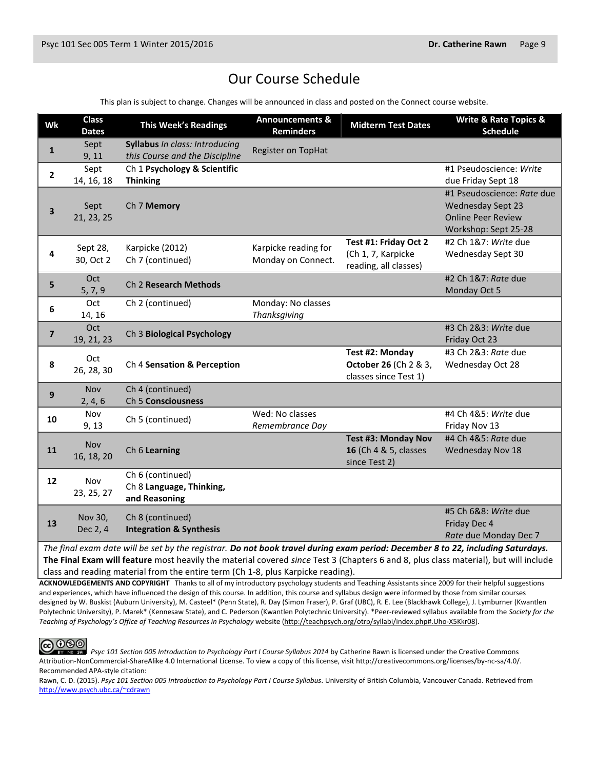# Our Course Schedule

This plan is subject to change. Changes will be announced in class and posted on the Connect course website.

| Wk | Class Dates | This Week's Readings | Announcements & Reminders | Midterm Test Dates | Write & Rate Topics & Schedule |
|---|---|---|---|---|---|
| 1 | Sept 9, 11 | **Syllabus** *In class: Introducing this Course and the Discipline* | Register on TopHat | | |
| 2 | Sept 14, 16, 18 | Ch 1 **Psychology & Scientific Thinking** | | | #1 Pseudoscience: *Write* due Friday Sept 18 |
| 3 | Sept 21, 23, 25 | Ch 7 **Memory** | | | #1 Pseudoscience: *Rate* due Wednesday Sept 23<br>Online Peer Review Workshop: Sept 25-28 |
| 4 | Sept 28, 30, Oct 2 | Karpicke (2012)<br>Ch 7 (continued) | Karpicke reading for Monday on Connect. | **Test #1: Friday Oct 2** (Ch 1, 7, Karpicke reading, all classes) | #2 Ch 1&7: *Write* due Wednesday Sept 30 |
| 5 | Oct 5, 7, 9 | Ch 2 **Research Methods** | | | #2 Ch 1&7: *Rate* due Monday Oct 5 |
| 6 | Oct 14, 16 | Ch 2 (continued) | Monday: No classes *Thanksgiving* | | |
| 7 | Oct 19, 21, 23 | Ch 3 **Biological Psychology** | | | #3 Ch 2&3: *Write* due Friday Oct 23 |
| 8 | Oct 26, 28, 30 | Ch 4 **Sensation & Perception** | | **Test #2: Monday October 26** (Ch 2 & 3, classes since Test 1) | #3 Ch 2&3: *Rate* due Wednesday Oct 28 |
| 9 | Nov 2, 4, 6 | Ch 4 (continued)<br>Ch 5 **Consciousness** | | | |
| 10 | Nov 9, 13 | Ch 5 (continued) | Wed: No classes *Remembrance Day* | | #4 Ch 4&5: *Write* due Friday Nov 13 |
| 11 | Nov 16, 18, 20 | Ch 6 **Learning** | | **Test #3: Monday Nov 16** (Ch 4 & 5, classes since Test 2) | #4 Ch 4&5: *Rate* due Wednesday Nov 18 |
| 12 | Nov 23, 25, 27 | Ch 6 (continued)<br>Ch 8 **Language, Thinking, and Reasoning** | | | |
| 13 | Nov 30, Dec 2, 4 | Ch 8 (continued)<br>**Integration & Synthesis** | | | #5 Ch 6&8: *Write* due Friday Dec 4<br>*Rate* due Monday Dec 7 |

*The final exam date will be set by the registrar.* ***Do not book travel during exam period: December 8 to 22, including Saturdays.***
**The Final Exam will feature** most heavily the material covered *since* Test 3 (Chapters 6 and 8, plus class material), but will include class and reading material from the entire term (Ch 1-8, plus Karpicke reading).

**ACKNOWLEDGEMENTS AND COPYRIGHT** Thanks to all of my introductory psychology students and Teaching Assistants since 2009 for their helpful suggestions and experiences, which have influenced the design of this course. In addition, this course and syllabus design were informed by those from similar courses designed by W. Buskist (Auburn University), M. Casteel* (Penn State), R. Day (Simon Fraser), P. Graf (UBC), R. E. Lee (Blackhawk College), J. Lymburner (Kwantlen Polytechnic University), P. Marek* (Kennesaw State), and C. Pederson (Kwantlen Polytechnic University). *Peer-reviewed syllabus available from the *Society for the Teaching of Psychology's Office of Teaching Resources in Psychology* website (http://teachpsych.org/otrp/syllabi/index.php#.Uho-X5Kkr08).

*Psyc 101 Section 005 Introduction to Psychology Part I Course Syllabus 2014* by Catherine Rawn is licensed under the Creative Commons Attribution-NonCommercial-ShareAlike 4.0 International License. To view a copy of this license, visit http://creativecommons.org/licenses/by-nc-sa/4.0/.
Recommended APA-style citation:
Rawn, C. D. (2015). *Psyc 101 Section 005 Introduction to Psychology Part I Course Syllabus*. University of British Columbia, Vancouver Canada. Retrieved from http://www.psych.ubc.ca/~cdrawn